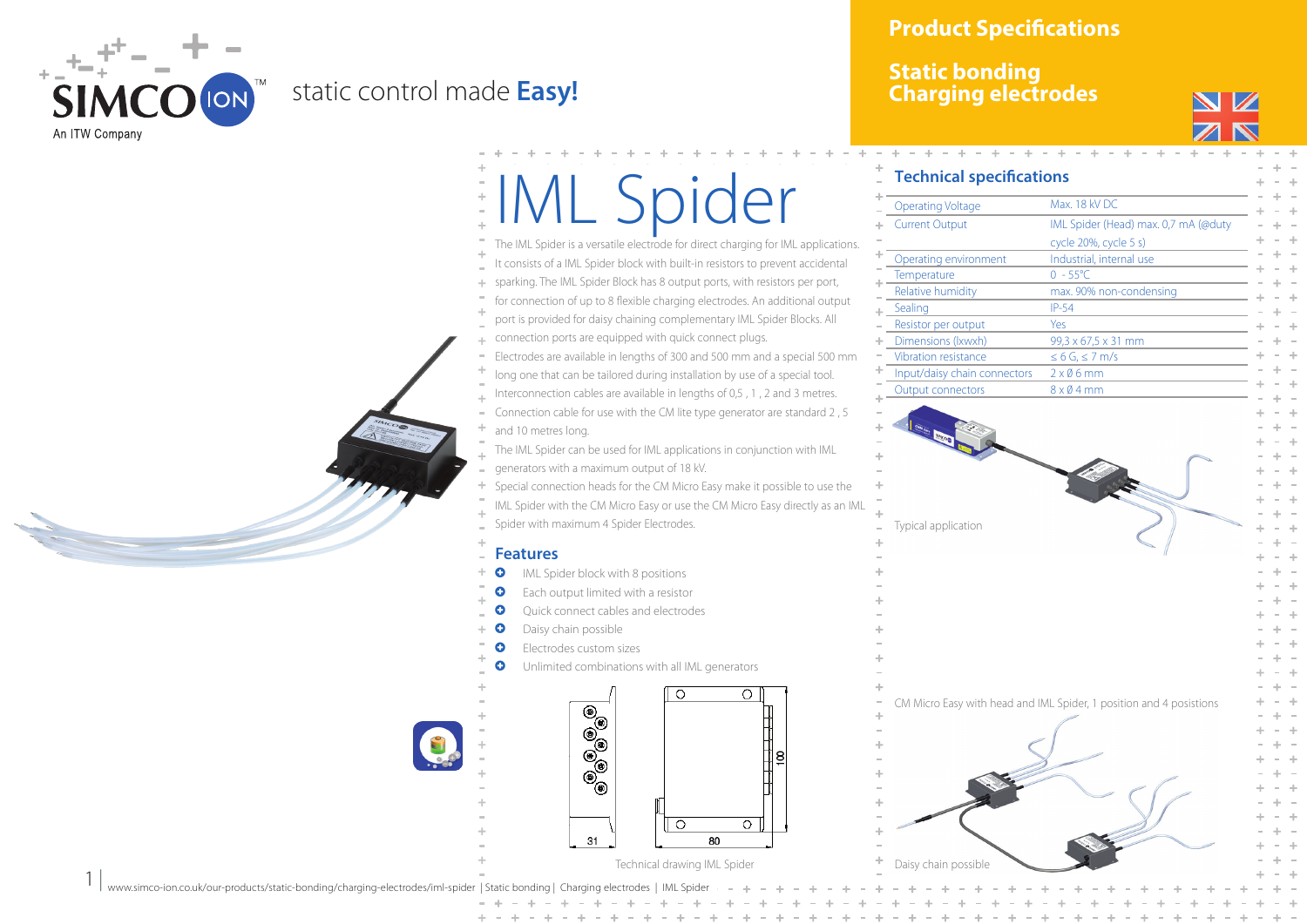static control made **Easy!**

## Product Specifications

## Static bonding
## Charging electrodes

# IML Spider

The IML Spider is a versatile electrode for direct charging for IML applications. It consists of a IML Spider block with built-in resistors to prevent accidental sparking. The IML Spider Block has 8 output ports, with resistors per port, for connection of up to 8 flexible charging electrodes. An additional output port is provided for daisy chaining complementary IML Spider Blocks. All connection ports are equipped with quick connect plugs.

Electrodes are available in lengths of 300 and 500 mm and a special 500 mm long one that can be tailored during installation by use of a special tool.

Interconnection cables are available in lengths of 0,5 , 1 , 2 and 3 metres.

Connection cable for use with the CM lite type generator are standard 2 , 5 and 10 metres long.

The IML Spider can be used for IML applications in conjunction with IML generators with a maximum output of 18 kV.

Special connection heads for the CM Micro Easy make it possible to use the IML Spider with the CM Micro Easy or use the CM Micro Easy directly as an IML Spider with maximum 4 Spider Electrodes.

## Features

- IML Spider block with 8 positions
- Each output limited with a resistor
- Quick connect cables and electrodes
- Daisy chain possible
- Electrodes custom sizes
- Unlimited combinations with all IML generators

Technical drawing IML Spider

## Technical specifications

| | |
|---|---|
| Operating Voltage | Max. 18 kV DC |
| Current Output | IML Spider (Head) max. 0,7 mA (@duty cycle 20%, cycle 5 s) |
| Operating environment | Industrial, internal use |
| Temperature | 0 - 55°C |
| Relative humidity | max. 90% non-condensing |
| Sealing | IP-54 |
| Resistor per output | Yes |
| Dimensions (lxwxh) | 99,3 x 67,5 x 31 mm |
| Vibration resistance | ≤ 6 G, ≤ 7 m/s |
| Input/daisy chain connectors | 2 x Ø 6 mm |
| Output connectors | 8 x Ø 4 mm |

Typical application

CM Micro Easy with head and IML Spider, 1 position and 4 posistions

Daisy chain possible

www.simco-ion.co.uk/our-products/static-bonding/charging-electrodes/iml-spider | Static bonding | Charging electrodes | IML Spider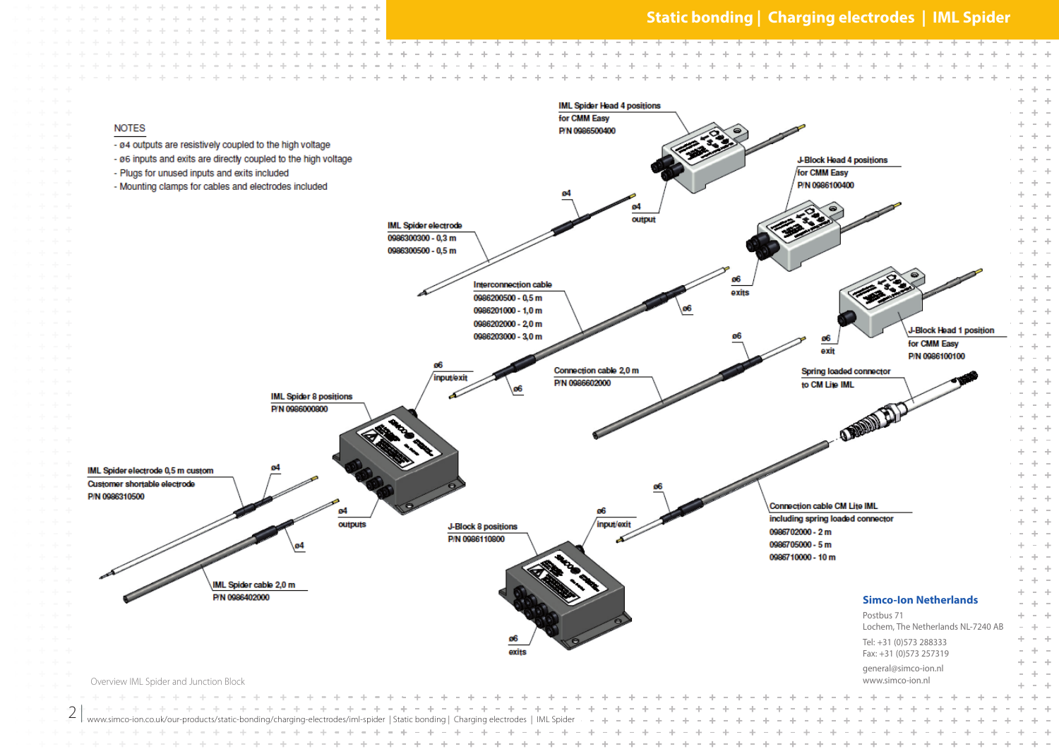# Static bonding | Charging electrodes | IML Spider

NOTES
- ø4 outputs are resistively coupled to the high voltage
- ø6 inputs and exits are directly coupled to the high voltage
- Plugs for unused inputs and exits included
- Mounting clamps for cables and electrodes included

IML Spider Head 4 positions
for CMM Easy
P/N 0986500400

ø4
output

J-Block Head 4 positions
for CMM Easy
P/N 0986100400

ø6
exits

J-Block Head 1 position
for CMM Easy
P/N 0986100100

ø6
exit

ø4

IML Spider electrode
0986300300 - 0,3 m
0986300500 - 0,5 m

Interconnection cable
0986200500 - 0,5 m
0986201000 - 1,0 m
0986202000 - 2,0 m
0986203000 - 3,0 m

ø6

ø6
input/exit

ø6

Connection cable 2,0 m
P/N 0986602000

ø6

Spring loaded connector
to CM Lite IML

IML Spider 8 positions
P/N 0986000800

IML Spider electrode 0,5 m custom
Customer shortable electrode
P/N 0986310500

ø4

ø4
outputs

ø4

IML Spider cable 2,0 m
P/N 0986402000

J-Block 8 positions
P/N 0986110800

ø6
input/exit

ø6

Connection cable CM Lite IML
including spring loaded connector
0986702000 - 2 m
0986705000 - 5 m
0986710000 - 10 m

ø6
exits

Overview IML Spider and Junction Block

**Simco-Ion Netherlands**
Postbus 71
Lochem, The Netherlands NL-7240 AB
Tel: +31 (0)573 288333
Fax: +31 (0)573 257319
general@simco-ion.nl
www.simco-ion.nl